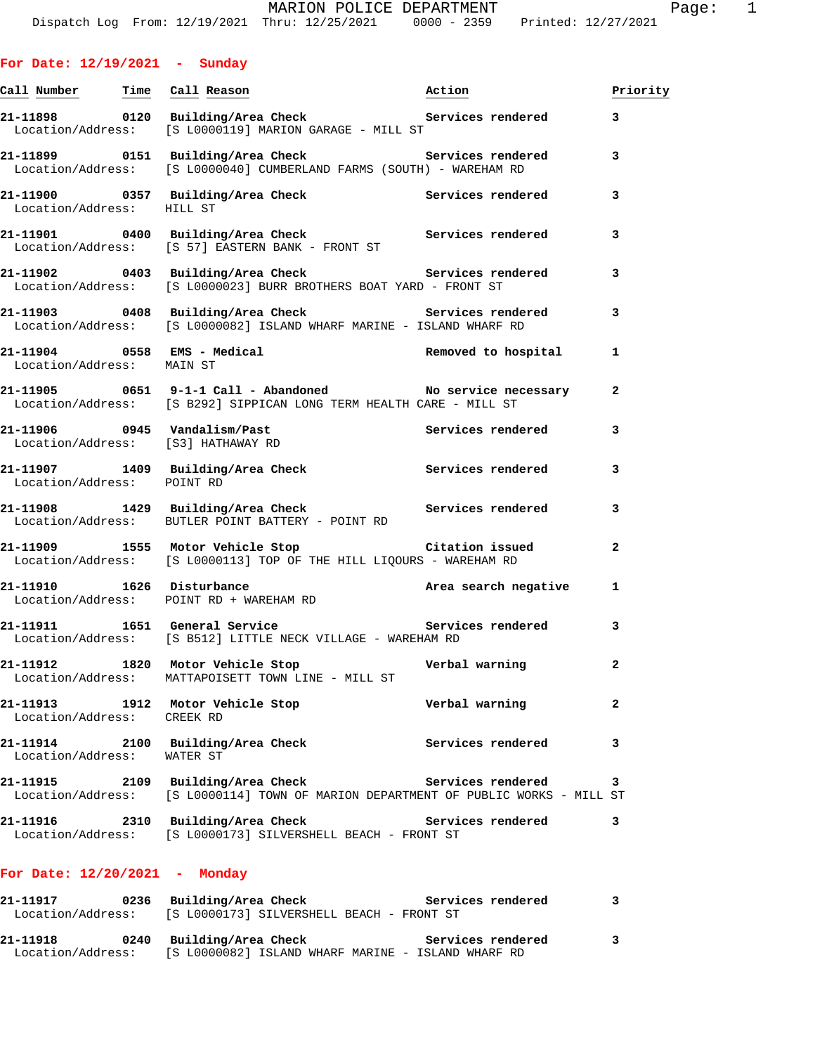# MARION POLICE DEPARTMENT

Dispatch Log From: 12/19/2021 Thru: 12/25/2021 0000 - 2359 Printed: 12/27/2021

## For Date: 12/19/2021 - Sunday

| Call Number | Time | Call Reason | Action | Priority |
|---|---|---|---|---|
| **21-11898** | **0120** | **Building/Area Check** | **Services rendered** | **3** |
| Location/Address: | | [S L0000119] MARION GARAGE - MILL ST | | |
| **21-11899** | **0151** | **Building/Area Check** | **Services rendered** | **3** |
| Location/Address: | | [S L0000040] CUMBERLAND FARMS (SOUTH) - WAREHAM RD | | |
| **21-11900** | **0357** | **Building/Area Check** | **Services rendered** | **3** |
| Location/Address: | | HILL ST | | |
| **21-11901** | **0400** | **Building/Area Check** | **Services rendered** | **3** |
| Location/Address: | | [S 57] EASTERN BANK - FRONT ST | | |
| **21-11902** | **0403** | **Building/Area Check** | **Services rendered** | **3** |
| Location/Address: | | [S L0000023] BURR BROTHERS BOAT YARD - FRONT ST | | |
| **21-11903** | **0408** | **Building/Area Check** | **Services rendered** | **3** |
| Location/Address: | | [S L0000082] ISLAND WHARF MARINE - ISLAND WHARF RD | | |
| **21-11904** | **0558** | **EMS - Medical** | **Removed to hospital** | **1** |
| Location/Address: | | MAIN ST | | |
| **21-11905** | **0651** | **9-1-1 Call - Abandoned** | **No service necessary** | **2** |
| Location/Address: | | [S B292] SIPPICAN LONG TERM HEALTH CARE - MILL ST | | |
| **21-11906** | **0945** | **Vandalism/Past** | **Services rendered** | **3** |
| Location/Address: | | [S3] HATHAWAY RD | | |
| **21-11907** | **1409** | **Building/Area Check** | **Services rendered** | **3** |
| Location/Address: | | POINT RD | | |
| **21-11908** | **1429** | **Building/Area Check** | **Services rendered** | **3** |
| Location/Address: | | BUTLER POINT BATTERY - POINT RD | | |
| **21-11909** | **1555** | **Motor Vehicle Stop** | **Citation issued** | **2** |
| Location/Address: | | [S L0000113] TOP OF THE HILL LIQOURS - WAREHAM RD | | |
| **21-11910** | **1626** | **Disturbance** | **Area search negative** | **1** |
| Location/Address: | | POINT RD + WAREHAM RD | | |
| **21-11911** | **1651** | **General Service** | **Services rendered** | **3** |
| Location/Address: | | [S B512] LITTLE NECK VILLAGE - WAREHAM RD | | |
| **21-11912** | **1820** | **Motor Vehicle Stop** | **Verbal warning** | **2** |
| Location/Address: | | MATTAPOISETT TOWN LINE - MILL ST | | |
| **21-11913** | **1912** | **Motor Vehicle Stop** | **Verbal warning** | **2** |
| Location/Address: | | CREEK RD | | |
| **21-11914** | **2100** | **Building/Area Check** | **Services rendered** | **3** |
| Location/Address: | | WATER ST | | |
| **21-11915** | **2109** | **Building/Area Check** | **Services rendered** | **3** |
| Location/Address: | | [S L0000114] TOWN OF MARION DEPARTMENT OF PUBLIC WORKS - MILL ST | | |
| **21-11916** | **2310** | **Building/Area Check** | **Services rendered** | **3** |
| Location/Address: | | [S L0000173] SILVERSHELL BEACH - FRONT ST | | |

## For Date: 12/20/2021 - Monday

| Call Number | Time | Call Reason | Action | Priority |
|---|---|---|---|---|
| **21-11917** | **0236** | **Building/Area Check** | **Services rendered** | **3** |
| Location/Address: | | [S L0000173] SILVERSHELL BEACH - FRONT ST | | |
| **21-11918** | **0240** | **Building/Area Check** | **Services rendered** | **3** |
| Location/Address: | | [S L0000082] ISLAND WHARF MARINE - ISLAND WHARF RD | | |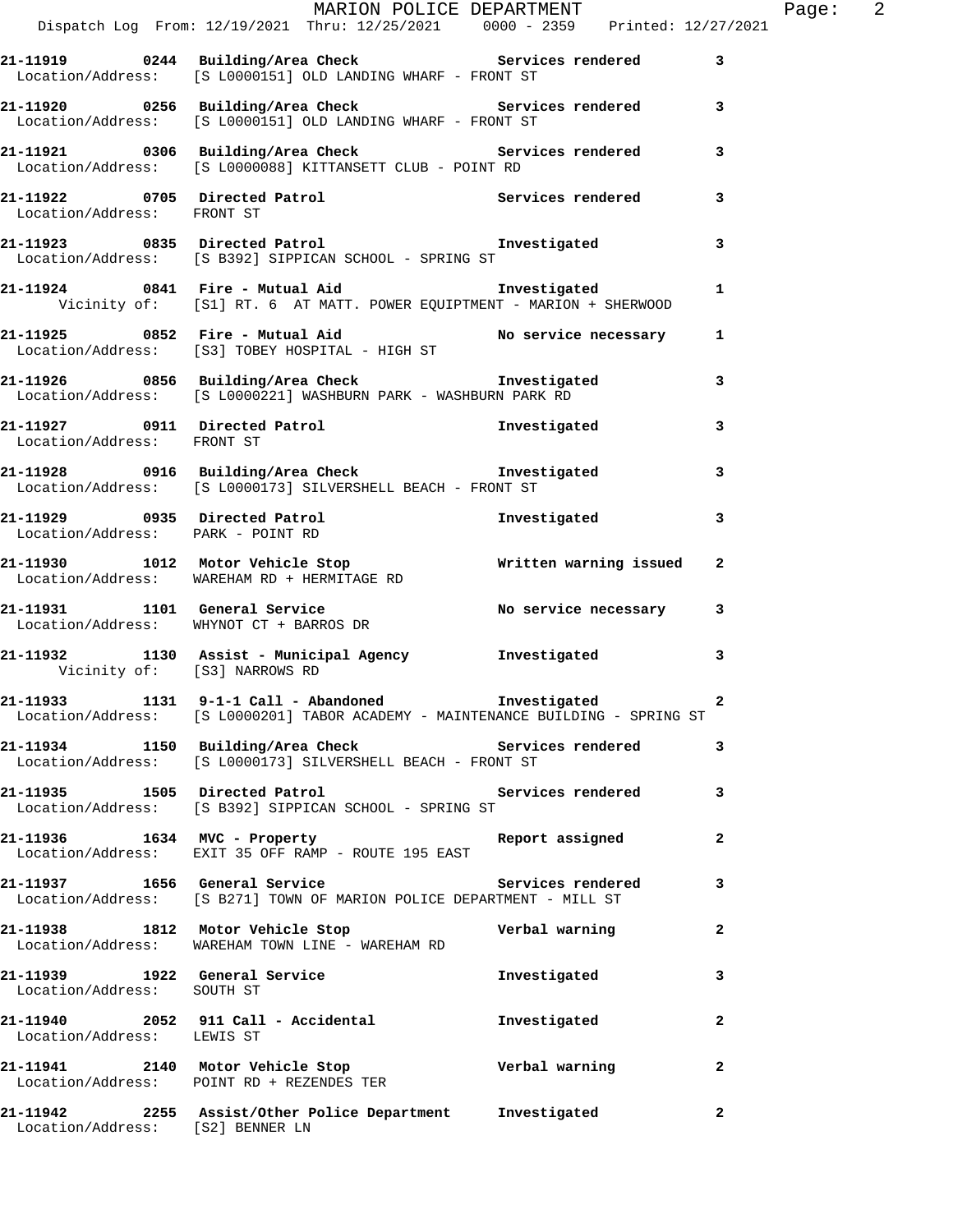21-11919 0244 Building/Area Check Services rendered 3
Location/Address: [S L0000151] OLD LANDING WHARF - FRONT ST

21-11920 0256 Building/Area Check Services rendered 3
Location/Address: [S L0000151] OLD LANDING WHARF - FRONT ST

21-11921 0306 Building/Area Check Services rendered 3
Location/Address: [S L0000088] KITTANSETT CLUB - POINT RD

21-11922 0705 Directed Patrol Services rendered 3
Location/Address: FRONT ST

21-11923 0835 Directed Patrol Investigated 3
Location/Address: [S B392] SIPPICAN SCHOOL - SPRING ST

21-11924 0841 Fire - Mutual Aid Investigated 1
Vicinity of: [S1] RT. 6 AT MATT. POWER EQUIPTMENT - MARION + SHERWOOD

21-11925 0852 Fire - Mutual Aid No service necessary 1
Location/Address: [S3] TOBEY HOSPITAL - HIGH ST

21-11926 0856 Building/Area Check Investigated 3
Location/Address: [S L0000221] WASHBURN PARK - WASHBURN PARK RD

21-11927 0911 Directed Patrol Investigated 3
Location/Address: FRONT ST

21-11928 0916 Building/Area Check Investigated 3
Location/Address: [S L0000173] SILVERSHELL BEACH - FRONT ST

21-11929 0935 Directed Patrol Investigated 3
Location/Address: PARK - POINT RD

21-11930 1012 Motor Vehicle Stop Written warning issued 2
Location/Address: WAREHAM RD + HERMITAGE RD

21-11931 1101 General Service No service necessary 3
Location/Address: WHYNOT CT + BARROS DR

21-11932 1130 Assist - Municipal Agency Investigated 3
Vicinity of: [S3] NARROWS RD

21-11933 1131 9-1-1 Call - Abandoned Investigated 2
Location/Address: [S L0000201] TABOR ACADEMY - MAINTENANCE BUILDING - SPRING ST

21-11934 1150 Building/Area Check Services rendered 3
Location/Address: [S L0000173] SILVERSHELL BEACH - FRONT ST

21-11935 1505 Directed Patrol Services rendered 3
Location/Address: [S B392] SIPPICAN SCHOOL - SPRING ST

21-11936 1634 MVC - Property Report assigned 2
Location/Address: EXIT 35 OFF RAMP - ROUTE 195 EAST

21-11937 1656 General Service Services rendered 3
Location/Address: [S B271] TOWN OF MARION POLICE DEPARTMENT - MILL ST

21-11938 1812 Motor Vehicle Stop Verbal warning 2
Location/Address: WAREHAM TOWN LINE - WAREHAM RD

21-11939 1922 General Service Investigated 3
Location/Address: SOUTH ST

21-11940 2052 911 Call - Accidental Investigated 2
Location/Address: LEWIS ST

21-11941 2140 Motor Vehicle Stop Verbal warning 2
Location/Address: POINT RD + REZENDES TER

21-11942 2255 Assist/Other Police Department Investigated 2
Location/Address: [S2] BENNER LN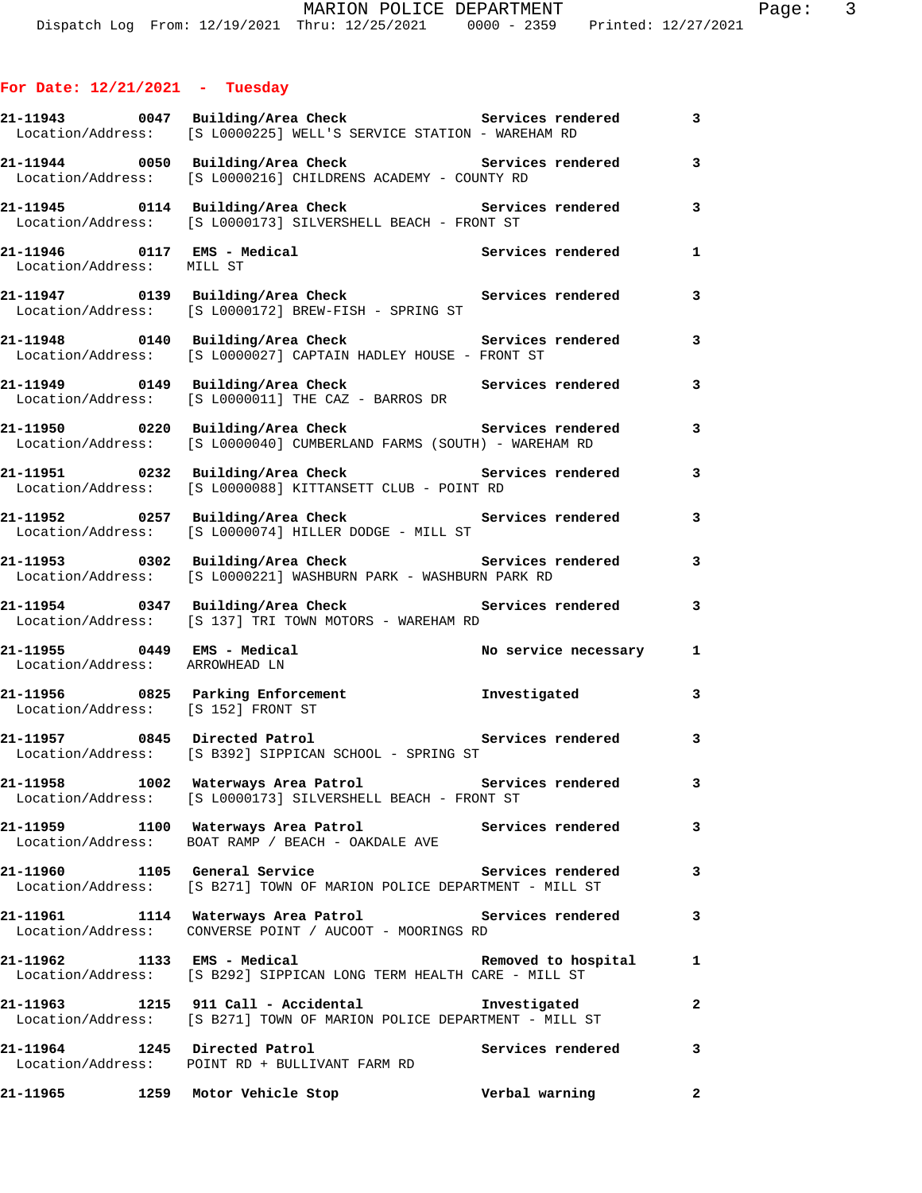## For Date: 12/21/2021 - Tuesday

**21-11943 0047 Building/Area Check** Services rendered 3
Location/Address: [S L0000225] WELL'S SERVICE STATION - WAREHAM RD

**21-11944 0050 Building/Area Check** Services rendered 3
Location/Address: [S L0000216] CHILDRENS ACADEMY - COUNTY RD

**21-11945 0114 Building/Area Check** Services rendered 3
Location/Address: [S L0000173] SILVERSHELL BEACH - FRONT ST

**21-11946 0117 EMS - Medical** Services rendered 1
Location/Address: MILL ST

**21-11947 0139 Building/Area Check** Services rendered 3
Location/Address: [S L0000172] BREW-FISH - SPRING ST

**21-11948 0140 Building/Area Check** Services rendered 3
Location/Address: [S L0000027] CAPTAIN HADLEY HOUSE - FRONT ST

**21-11949 0149 Building/Area Check** Services rendered 3
Location/Address: [S L0000011] THE CAZ - BARROS DR

**21-11950 0220 Building/Area Check** Services rendered 3
Location/Address: [S L0000040] CUMBERLAND FARMS (SOUTH) - WAREHAM RD

**21-11951 0232 Building/Area Check** Services rendered 3
Location/Address: [S L0000088] KITTANSETT CLUB - POINT RD

**21-11952 0257 Building/Area Check** Services rendered 3
Location/Address: [S L0000074] HILLER DODGE - MILL ST

**21-11953 0302 Building/Area Check** Services rendered 3
Location/Address: [S L0000221] WASHBURN PARK - WASHBURN PARK RD

**21-11954 0347 Building/Area Check** Services rendered 3
Location/Address: [S 137] TRI TOWN MOTORS - WAREHAM RD

**21-11955 0449 EMS - Medical** No service necessary 1
Location/Address: ARROWHEAD LN

**21-11956 0825 Parking Enforcement** Investigated 3
Location/Address: [S 152] FRONT ST

**21-11957 0845 Directed Patrol** Services rendered 3
Location/Address: [S B392] SIPPICAN SCHOOL - SPRING ST

**21-11958 1002 Waterways Area Patrol** Services rendered 3
Location/Address: [S L0000173] SILVERSHELL BEACH - FRONT ST

**21-11959 1100 Waterways Area Patrol** Services rendered 3
Location/Address: BOAT RAMP / BEACH - OAKDALE AVE

**21-11960 1105 General Service** Services rendered 3
Location/Address: [S B271] TOWN OF MARION POLICE DEPARTMENT - MILL ST

**21-11961 1114 Waterways Area Patrol** Services rendered 3
Location/Address: CONVERSE POINT / AUCOOT - MOORINGS RD

**21-11962 1133 EMS - Medical** Removed to hospital 1
Location/Address: [S B292] SIPPICAN LONG TERM HEALTH CARE - MILL ST

**21-11963 1215 911 Call - Accidental** Investigated 2
Location/Address: [S B271] TOWN OF MARION POLICE DEPARTMENT - MILL ST

**21-11964 1245 Directed Patrol** Services rendered 3
Location/Address: POINT RD + BULLIVANT FARM RD

**21-11965 1259 Motor Vehicle Stop** Verbal warning 2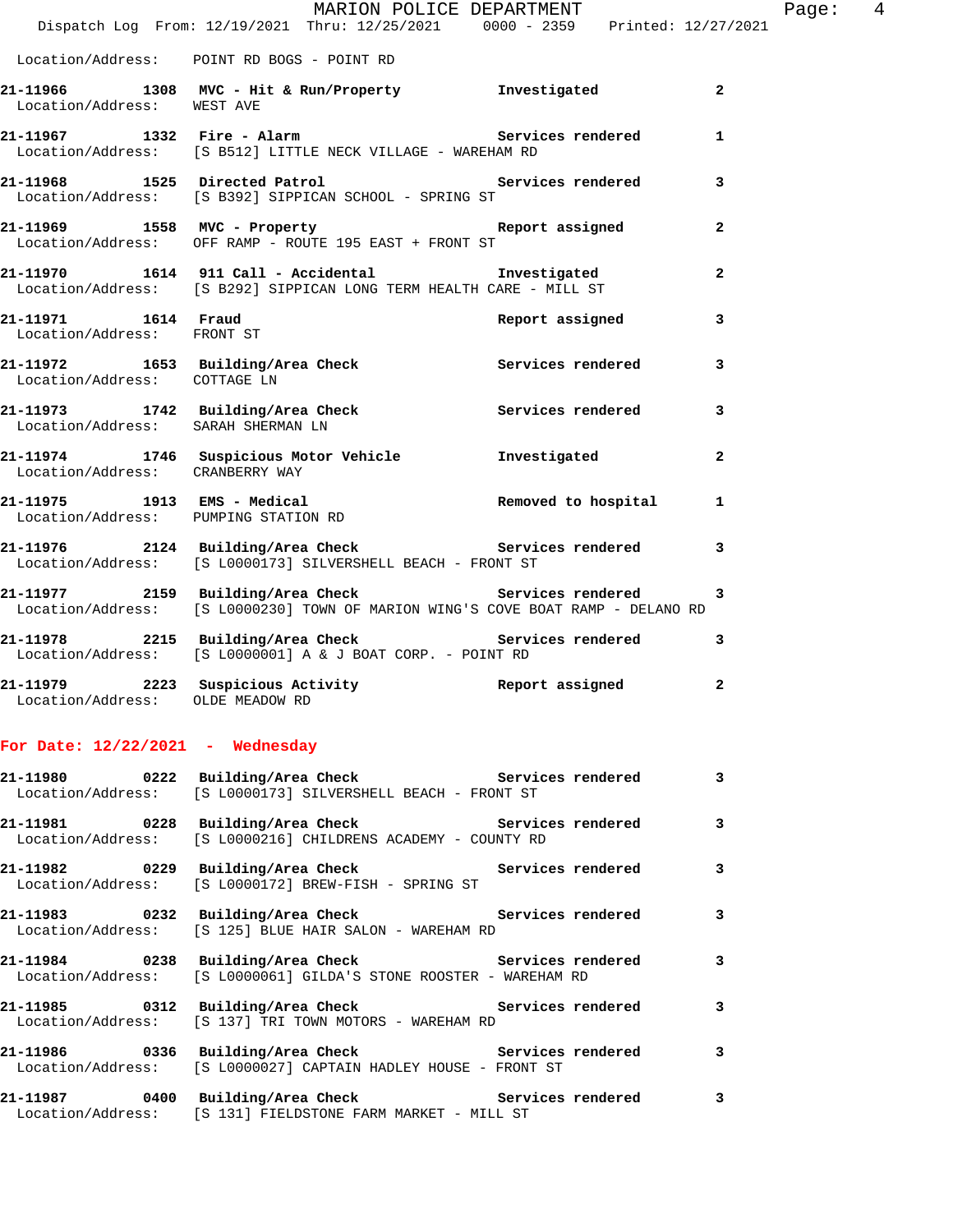Location/Address: POINT RD BOGS - POINT RD

**21-11966 1308 MVC - Hit & Run/Property** Investigated 2
Location/Address: WEST AVE

**21-11967 1332 Fire - Alarm** Services rendered 1
Location/Address: [S B512] LITTLE NECK VILLAGE - WAREHAM RD

**21-11968 1525 Directed Patrol** Services rendered 3
Location/Address: [S B392] SIPPICAN SCHOOL - SPRING ST

**21-11969 1558 MVC - Property** Report assigned 2
Location/Address: OFF RAMP - ROUTE 195 EAST + FRONT ST

**21-11970 1614 911 Call - Accidental** Investigated 2
Location/Address: [S B292] SIPPICAN LONG TERM HEALTH CARE - MILL ST

**21-11971 1614 Fraud** Report assigned 3
Location/Address: FRONT ST

**21-11972 1653 Building/Area Check** Services rendered 3
Location/Address: COTTAGE LN

**21-11973 1742 Building/Area Check** Services rendered 3
Location/Address: SARAH SHERMAN LN

**21-11974 1746 Suspicious Motor Vehicle** Investigated 2
Location/Address: CRANBERRY WAY

**21-11975 1913 EMS - Medical** Removed to hospital 1
Location/Address: PUMPING STATION RD

**21-11976 2124 Building/Area Check** Services rendered 3
Location/Address: [S L0000173] SILVERSHELL BEACH - FRONT ST

**21-11977 2159 Building/Area Check** Services rendered 3
Location/Address: [S L0000230] TOWN OF MARION WING'S COVE BOAT RAMP - DELANO RD

**21-11978 2215 Building/Area Check** Services rendered 3
Location/Address: [S L0000001] A & J BOAT CORP. - POINT RD

**21-11979 2223 Suspicious Activity** Report assigned 2
Location/Address: OLDE MEADOW RD

## For Date: 12/22/2021 - Wednesday

**21-11980 0222 Building/Area Check** Services rendered 3
Location/Address: [S L0000173] SILVERSHELL BEACH - FRONT ST

**21-11981 0228 Building/Area Check** Services rendered 3
Location/Address: [S L0000216] CHILDRENS ACADEMY - COUNTY RD

**21-11982 0229 Building/Area Check** Services rendered 3
Location/Address: [S L0000172] BREW-FISH - SPRING ST

**21-11983 0232 Building/Area Check** Services rendered 3
Location/Address: [S 125] BLUE HAIR SALON - WAREHAM RD

**21-11984 0238 Building/Area Check** Services rendered 3
Location/Address: [S L0000061] GILDA'S STONE ROOSTER - WAREHAM RD

**21-11985 0312 Building/Area Check** Services rendered 3
Location/Address: [S 137] TRI TOWN MOTORS - WAREHAM RD

**21-11986 0336 Building/Area Check** Services rendered 3
Location/Address: [S L0000027] CAPTAIN HADLEY HOUSE - FRONT ST

**21-11987 0400 Building/Area Check** Services rendered 3
Location/Address: [S 131] FIELDSTONE FARM MARKET - MILL ST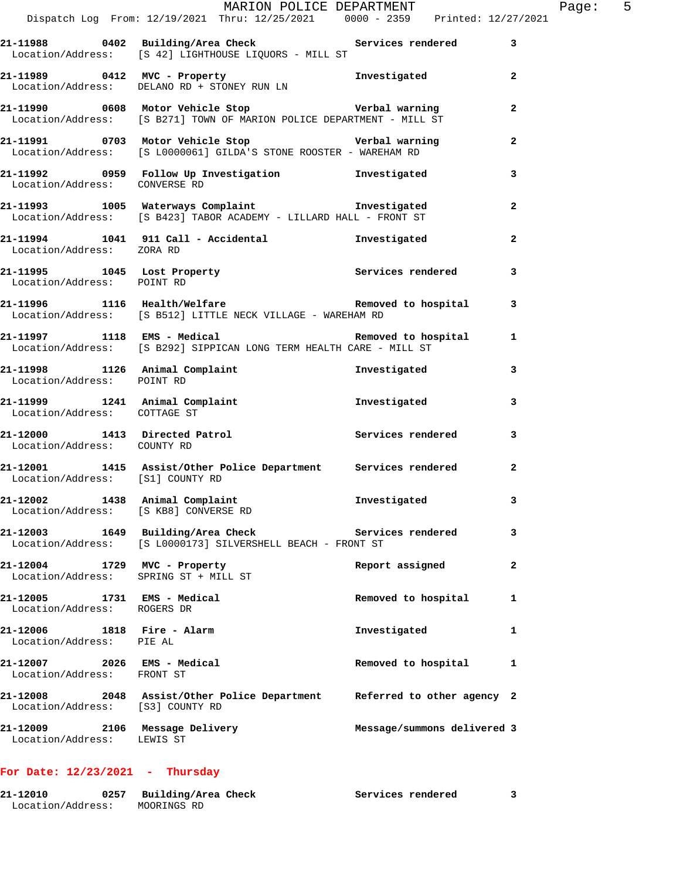21-11988 0402 Building/Area Check Services rendered 3
Location/Address: [S 42] LIGHTHOUSE LIQUORS - MILL ST

21-11989 0412 MVC - Property Investigated 2
Location/Address: DELANO RD + STONEY RUN LN

21-11990 0608 Motor Vehicle Stop Verbal warning 2
Location/Address: [S B271] TOWN OF MARION POLICE DEPARTMENT - MILL ST

21-11991 0703 Motor Vehicle Stop Verbal warning 2
Location/Address: [S L0000061] GILDA'S STONE ROOSTER - WAREHAM RD

21-11992 0959 Follow Up Investigation Investigated 3
Location/Address: CONVERSE RD

21-11993 1005 Waterways Complaint Investigated 2
Location/Address: [S B423] TABOR ACADEMY - LILLARD HALL - FRONT ST

21-11994 1041 911 Call - Accidental Investigated 2
Location/Address: ZORA RD

21-11995 1045 Lost Property Services rendered 3
Location/Address: POINT RD

21-11996 1116 Health/Welfare Removed to hospital 3
Location/Address: [S B512] LITTLE NECK VILLAGE - WAREHAM RD

21-11997 1118 EMS - Medical Removed to hospital 1
Location/Address: [S B292] SIPPICAN LONG TERM HEALTH CARE - MILL ST

21-11998 1126 Animal Complaint Investigated 3
Location/Address: POINT RD

21-11999 1241 Animal Complaint Investigated 3
Location/Address: COTTAGE ST

21-12000 1413 Directed Patrol Services rendered 3
Location/Address: COUNTY RD

21-12001 1415 Assist/Other Police Department Services rendered 2
Location/Address: [S1] COUNTY RD

21-12002 1438 Animal Complaint Investigated 3
Location/Address: [S KB8] CONVERSE RD

21-12003 1649 Building/Area Check Services rendered 3
Location/Address: [S L0000173] SILVERSHELL BEACH - FRONT ST

21-12004 1729 MVC - Property Report assigned 2
Location/Address: SPRING ST + MILL ST

21-12005 1731 EMS - Medical Removed to hospital 1
Location/Address: ROGERS DR

21-12006 1818 Fire - Alarm Investigated 1
Location/Address: PIE AL

21-12007 2026 EMS - Medical Removed to hospital 1
Location/Address: FRONT ST

21-12008 2048 Assist/Other Police Department Referred to other agency 2
Location/Address: [S3] COUNTY RD

21-12009 2106 Message Delivery Message/summons delivered 3
Location/Address: LEWIS ST

## For Date: 12/23/2021 - Thursday

21-12010 0257 Building/Area Check Services rendered 3
Location/Address: MOORINGS RD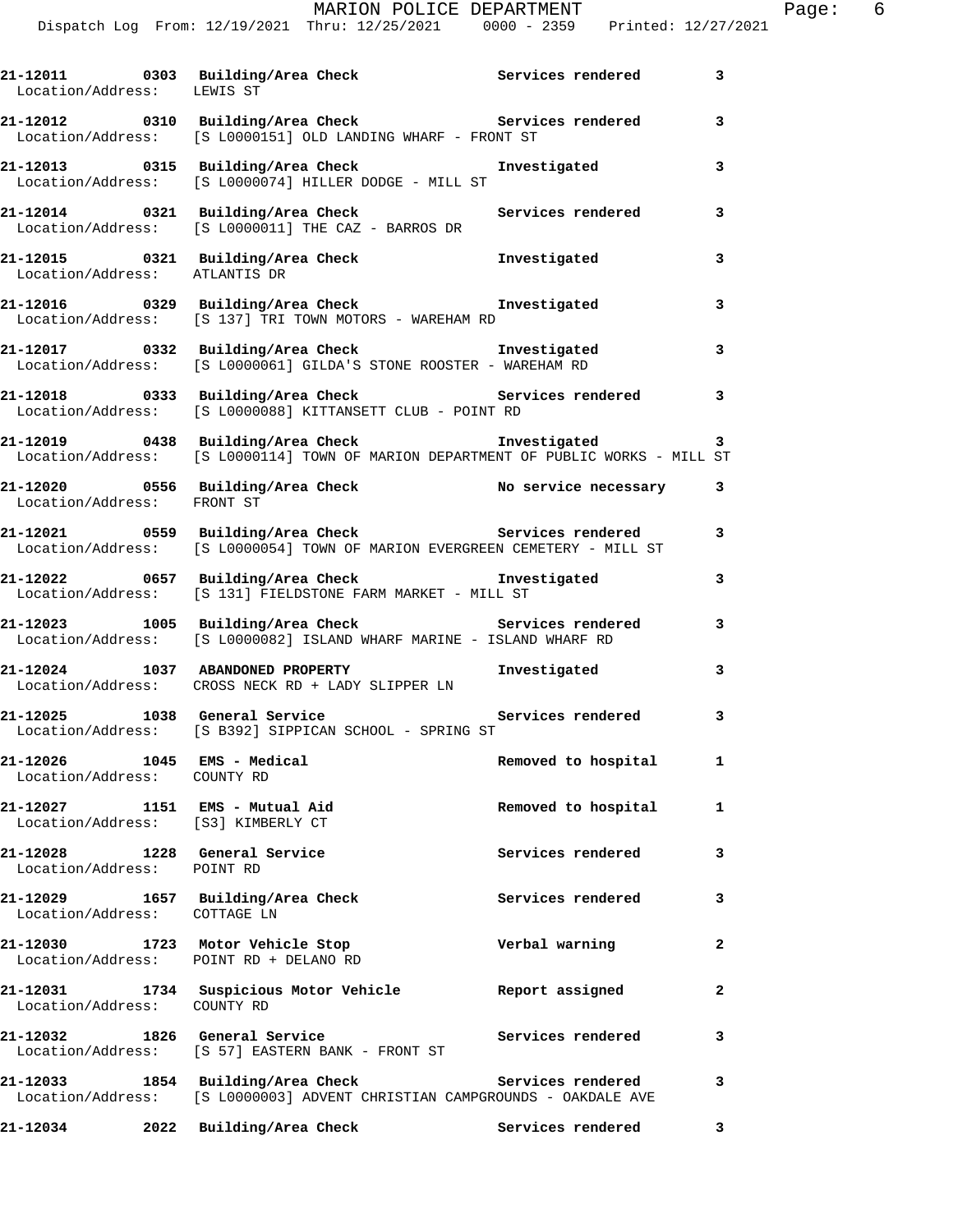21-12011 0303 Building/Area Check Services rendered 3
Location/Address: LEWIS ST

21-12012 0310 Building/Area Check Services rendered 3
Location/Address: [S L0000151] OLD LANDING WHARF - FRONT ST

21-12013 0315 Building/Area Check Investigated 3
Location/Address: [S L0000074] HILLER DODGE - MILL ST

21-12014 0321 Building/Area Check Services rendered 3
Location/Address: [S L0000011] THE CAZ - BARROS DR

21-12015 0321 Building/Area Check Investigated 3
Location/Address: ATLANTIS DR

21-12016 0329 Building/Area Check Investigated 3
Location/Address: [S 137] TRI TOWN MOTORS - WAREHAM RD

21-12017 0332 Building/Area Check Investigated 3
Location/Address: [S L0000061] GILDA'S STONE ROOSTER - WAREHAM RD

21-12018 0333 Building/Area Check Services rendered 3
Location/Address: [S L0000088] KITTANSETT CLUB - POINT RD

21-12019 0438 Building/Area Check Investigated 3
Location/Address: [S L0000114] TOWN OF MARION DEPARTMENT OF PUBLIC WORKS - MILL ST

21-12020 0556 Building/Area Check No service necessary 3
Location/Address: FRONT ST

21-12021 0559 Building/Area Check Services rendered 3
Location/Address: [S L0000054] TOWN OF MARION EVERGREEN CEMETERY - MILL ST

21-12022 0657 Building/Area Check Investigated 3
Location/Address: [S 131] FIELDSTONE FARM MARKET - MILL ST

21-12023 1005 Building/Area Check Services rendered 3
Location/Address: [S L0000082] ISLAND WHARF MARINE - ISLAND WHARF RD

21-12024 1037 ABANDONED PROPERTY Investigated 3
Location/Address: CROSS NECK RD + LADY SLIPPER LN

21-12025 1038 General Service Services rendered 3
Location/Address: [S B392] SIPPICAN SCHOOL - SPRING ST

21-12026 1045 EMS - Medical Removed to hospital 1
Location/Address: COUNTY RD

21-12027 1151 EMS - Mutual Aid Removed to hospital 1
Location/Address: [S3] KIMBERLY CT

21-12028 1228 General Service Services rendered 3
Location/Address: POINT RD

21-12029 1657 Building/Area Check Services rendered 3
Location/Address: COTTAGE LN

21-12030 1723 Motor Vehicle Stop Verbal warning 2
Location/Address: POINT RD + DELANO RD

21-12031 1734 Suspicious Motor Vehicle Report assigned 2
Location/Address: COUNTY RD

21-12032 1826 General Service Services rendered 3
Location/Address: [S 57] EASTERN BANK - FRONT ST

21-12033 1854 Building/Area Check Services rendered 3
Location/Address: [S L0000003] ADVENT CHRISTIAN CAMPGROUNDS - OAKDALE AVE

21-12034 2022 Building/Area Check Services rendered 3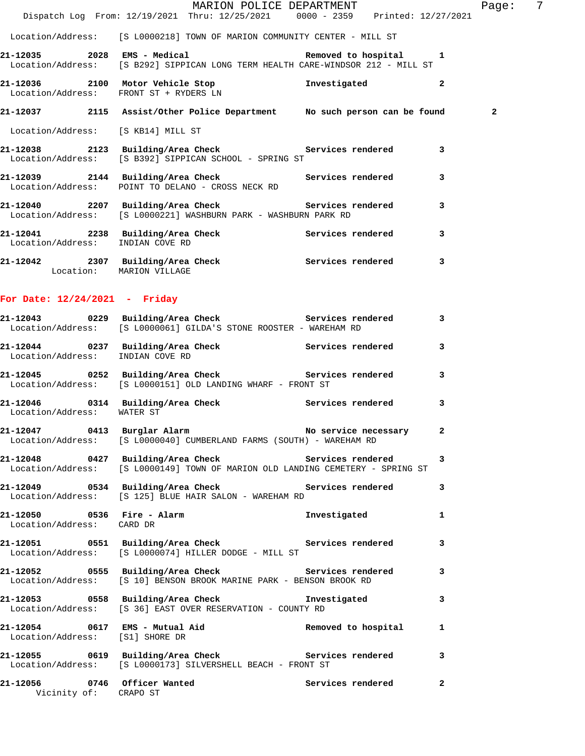Location/Address: [S L0000218] TOWN OF MARION COMMUNITY CENTER - MILL ST

**21-12035 2028 EMS - Medical** Removed to hospital 1
Location/Address: [S B292] SIPPICAN LONG TERM HEALTH CARE-WINDSOR 212 - MILL ST

**21-12036 2100 Motor Vehicle Stop** Investigated 2
Location/Address: FRONT ST + RYDERS LN

**21-12037 2115 Assist/Other Police Department** No such person can be found 2
Location/Address: [S KB14] MILL ST

**21-12038 2123 Building/Area Check** Services rendered 3
Location/Address: [S B392] SIPPICAN SCHOOL - SPRING ST

**21-12039 2144 Building/Area Check** Services rendered 3
Location/Address: POINT TO DELANO - CROSS NECK RD

**21-12040 2207 Building/Area Check** Services rendered 3
Location/Address: [S L0000221] WASHBURN PARK - WASHBURN PARK RD

**21-12041 2238 Building/Area Check** Services rendered 3
Location/Address: INDIAN COVE RD

**21-12042 2307 Building/Area Check** Services rendered 3
Location: MARION VILLAGE

## For Date: 12/24/2021 - Friday

**21-12043 0229 Building/Area Check** Services rendered 3
Location/Address: [S L0000061] GILDA'S STONE ROOSTER - WAREHAM RD

**21-12044 0237 Building/Area Check** Services rendered 3
Location/Address: INDIAN COVE RD

**21-12045 0252 Building/Area Check** Services rendered 3
Location/Address: [S L0000151] OLD LANDING WHARF - FRONT ST

**21-12046 0314 Building/Area Check** Services rendered 3
Location/Address: WATER ST

**21-12047 0413 Burglar Alarm** No service necessary 2
Location/Address: [S L0000040] CUMBERLAND FARMS (SOUTH) - WAREHAM RD

**21-12048 0427 Building/Area Check** Services rendered 3
Location/Address: [S L0000149] TOWN OF MARION OLD LANDING CEMETERY - SPRING ST

**21-12049 0534 Building/Area Check** Services rendered 3
Location/Address: [S 125] BLUE HAIR SALON - WAREHAM RD

**21-12050 0536 Fire - Alarm** Investigated 1
Location/Address: CARD DR

**21-12051 0551 Building/Area Check** Services rendered 3
Location/Address: [S L0000074] HILLER DODGE - MILL ST

**21-12052 0555 Building/Area Check** Services rendered 3
Location/Address: [S 10] BENSON BROOK MARINE PARK - BENSON BROOK RD

**21-12053 0558 Building/Area Check** Investigated 3
Location/Address: [S 36] EAST OVER RESERVATION - COUNTY RD

**21-12054 0617 EMS - Mutual Aid** Removed to hospital 1
Location/Address: [S1] SHORE DR

**21-12055 0619 Building/Area Check** Services rendered 3
Location/Address: [S L0000173] SILVERSHELL BEACH - FRONT ST

**21-12056 0746 Officer Wanted** Services rendered 2
Vicinity of: CRAPO ST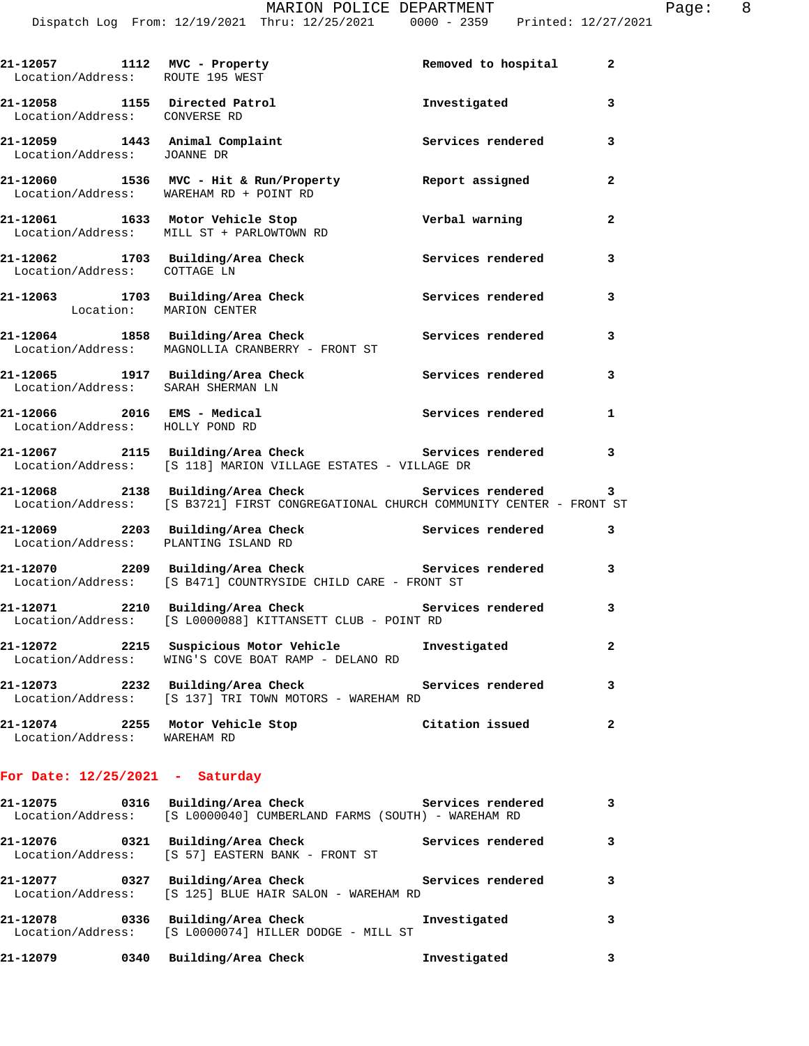| Call Number | Time | Call Reason | Action | Priority |
|---|---|---|---|---|
| 21-12057 | 1112 | MVC - Property | Removed to hospital | 2 |
| Location/Address: ROUTE 195 WEST | | | | |
| 21-12058 | 1155 | Directed Patrol | Investigated | 3 |
| Location/Address: CONVERSE RD | | | | |
| 21-12059 | 1443 | Animal Complaint | Services rendered | 3 |
| Location/Address: JOANNE DR | | | | |
| 21-12060 | 1536 | MVC - Hit & Run/Property | Report assigned | 2 |
| Location/Address: WAREHAM RD + POINT RD | | | | |
| 21-12061 | 1633 | Motor Vehicle Stop | Verbal warning | 2 |
| Location/Address: MILL ST + PARLOWTOWN RD | | | | |
| 21-12062 | 1703 | Building/Area Check | Services rendered | 3 |
| Location/Address: COTTAGE LN | | | | |
| 21-12063 | 1703 | Building/Area Check | Services rendered | 3 |
| Location: MARION CENTER | | | | |
| 21-12064 | 1858 | Building/Area Check | Services rendered | 3 |
| Location/Address: MAGNOLLIA CRANBERRY - FRONT ST | | | | |
| 21-12065 | 1917 | Building/Area Check | Services rendered | 3 |
| Location/Address: SARAH SHERMAN LN | | | | |
| 21-12066 | 2016 | EMS - Medical | Services rendered | 1 |
| Location/Address: HOLLY POND RD | | | | |
| 21-12067 | 2115 | Building/Area Check | Services rendered | 3 |
| Location/Address: [S 118] MARION VILLAGE ESTATES - VILLAGE DR | | | | |
| 21-12068 | 2138 | Building/Area Check | Services rendered | 3 |
| Location/Address: [S B3721] FIRST CONGREGATIONAL CHURCH COMMUNITY CENTER - FRONT ST | | | | |
| 21-12069 | 2203 | Building/Area Check | Services rendered | 3 |
| Location/Address: PLANTING ISLAND RD | | | | |
| 21-12070 | 2209 | Building/Area Check | Services rendered | 3 |
| Location/Address: [S B471] COUNTRYSIDE CHILD CARE - FRONT ST | | | | |
| 21-12071 | 2210 | Building/Area Check | Services rendered | 3 |
| Location/Address: [S L0000088] KITTANSETT CLUB - POINT RD | | | | |
| 21-12072 | 2215 | Suspicious Motor Vehicle | Investigated | 2 |
| Location/Address: WING'S COVE BOAT RAMP - DELANO RD | | | | |
| 21-12073 | 2232 | Building/Area Check | Services rendered | 3 |
| Location/Address: [S 137] TRI TOWN MOTORS - WAREHAM RD | | | | |
| 21-12074 | 2255 | Motor Vehicle Stop | Citation issued | 2 |
| Location/Address: WAREHAM RD | | | | |

**For Date: 12/25/2021 - Saturday**

| Call Number | Time | Call Reason | Action | Priority |
|---|---|---|---|---|
| 21-12075 | 0316 | Building/Area Check | Services rendered | 3 |
| Location/Address: [S L0000040] CUMBERLAND FARMS (SOUTH) - WAREHAM RD | | | | |
| 21-12076 | 0321 | Building/Area Check | Services rendered | 3 |
| Location/Address: [S 57] EASTERN BANK - FRONT ST | | | | |
| 21-12077 | 0327 | Building/Area Check | Services rendered | 3 |
| Location/Address: [S 125] BLUE HAIR SALON - WAREHAM RD | | | | |
| 21-12078 | 0336 | Building/Area Check | Investigated | 3 |
| Location/Address: [S L0000074] HILLER DODGE - MILL ST | | | | |
| 21-12079 | 0340 | Building/Area Check | Investigated | 3 |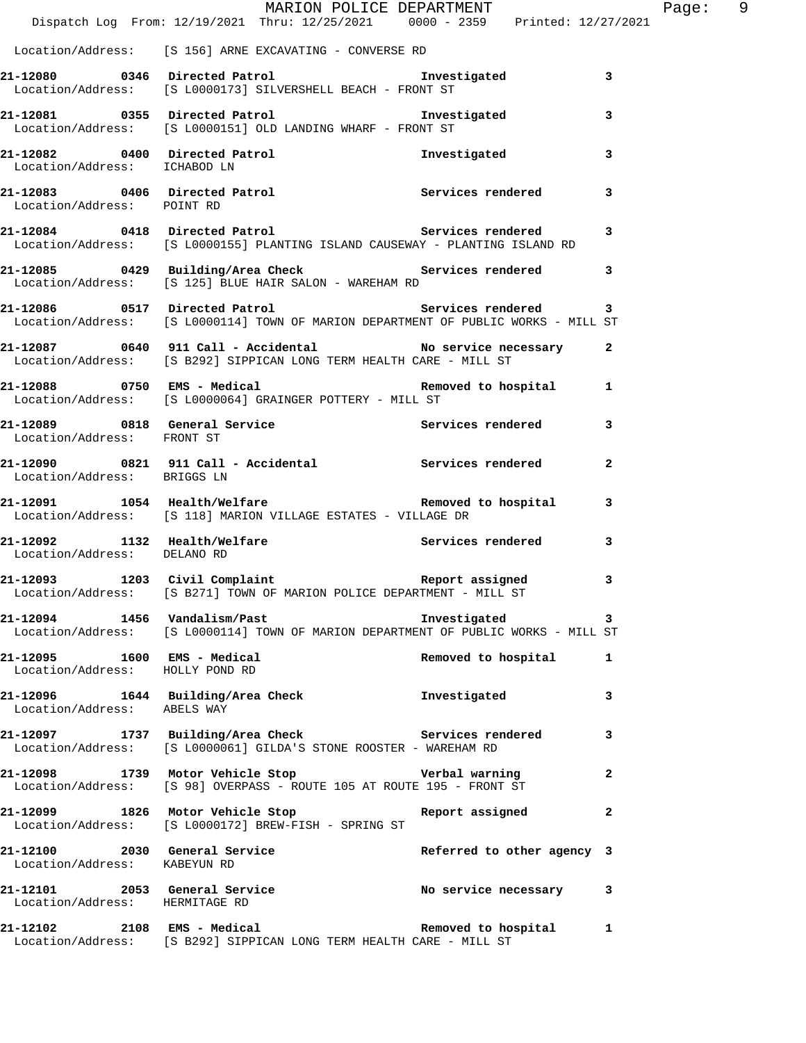Location/Address: [S 156] ARNE EXCAVATING - CONVERSE RD

**21-12080 0346 Directed Patrol Investigated 3**
Location/Address: [S L0000173] SILVERSHELL BEACH - FRONT ST

**21-12081 0355 Directed Patrol Investigated 3**
Location/Address: [S L0000151] OLD LANDING WHARF - FRONT ST

**21-12082 0400 Directed Patrol Investigated 3**
Location/Address: ICHABOD LN

**21-12083 0406 Directed Patrol Services rendered 3**
Location/Address: POINT RD

**21-12084 0418 Directed Patrol Services rendered 3**
Location/Address: [S L0000155] PLANTING ISLAND CAUSEWAY - PLANTING ISLAND RD

**21-12085 0429 Building/Area Check Services rendered 3**
Location/Address: [S 125] BLUE HAIR SALON - WAREHAM RD

**21-12086 0517 Directed Patrol Services rendered 3**
Location/Address: [S L0000114] TOWN OF MARION DEPARTMENT OF PUBLIC WORKS - MILL ST

**21-12087 0640 911 Call - Accidental No service necessary 2**
Location/Address: [S B292] SIPPICAN LONG TERM HEALTH CARE - MILL ST

**21-12088 0750 EMS - Medical Removed to hospital 1**
Location/Address: [S L0000064] GRAINGER POTTERY - MILL ST

**21-12089 0818 General Service Services rendered 3**
Location/Address: FRONT ST

**21-12090 0821 911 Call - Accidental Services rendered 2**
Location/Address: BRIGGS LN

**21-12091 1054 Health/Welfare Removed to hospital 3**
Location/Address: [S 118] MARION VILLAGE ESTATES - VILLAGE DR

**21-12092 1132 Health/Welfare Services rendered 3**
Location/Address: DELANO RD

**21-12093 1203 Civil Complaint Report assigned 3**
Location/Address: [S B271] TOWN OF MARION POLICE DEPARTMENT - MILL ST

**21-12094 1456 Vandalism/Past Investigated 3**
Location/Address: [S L0000114] TOWN OF MARION DEPARTMENT OF PUBLIC WORKS - MILL ST

**21-12095 1600 EMS - Medical Removed to hospital 1**
Location/Address: HOLLY POND RD

**21-12096 1644 Building/Area Check Investigated 3**
Location/Address: ABELS WAY

**21-12097 1737 Building/Area Check Services rendered 3**
Location/Address: [S L0000061] GILDA'S STONE ROOSTER - WAREHAM RD

**21-12098 1739 Motor Vehicle Stop Verbal warning 2**
Location/Address: [S 98] OVERPASS - ROUTE 105 AT ROUTE 195 - FRONT ST

**21-12099 1826 Motor Vehicle Stop Report assigned 2**
Location/Address: [S L0000172] BREW-FISH - SPRING ST

**21-12100 2030 General Service Referred to other agency 3**
Location/Address: KABEYUN RD

**21-12101 2053 General Service No service necessary 3**
Location/Address: HERMITAGE RD

**21-12102 2108 EMS - Medical Removed to hospital 1**
Location/Address: [S B292] SIPPICAN LONG TERM HEALTH CARE - MILL ST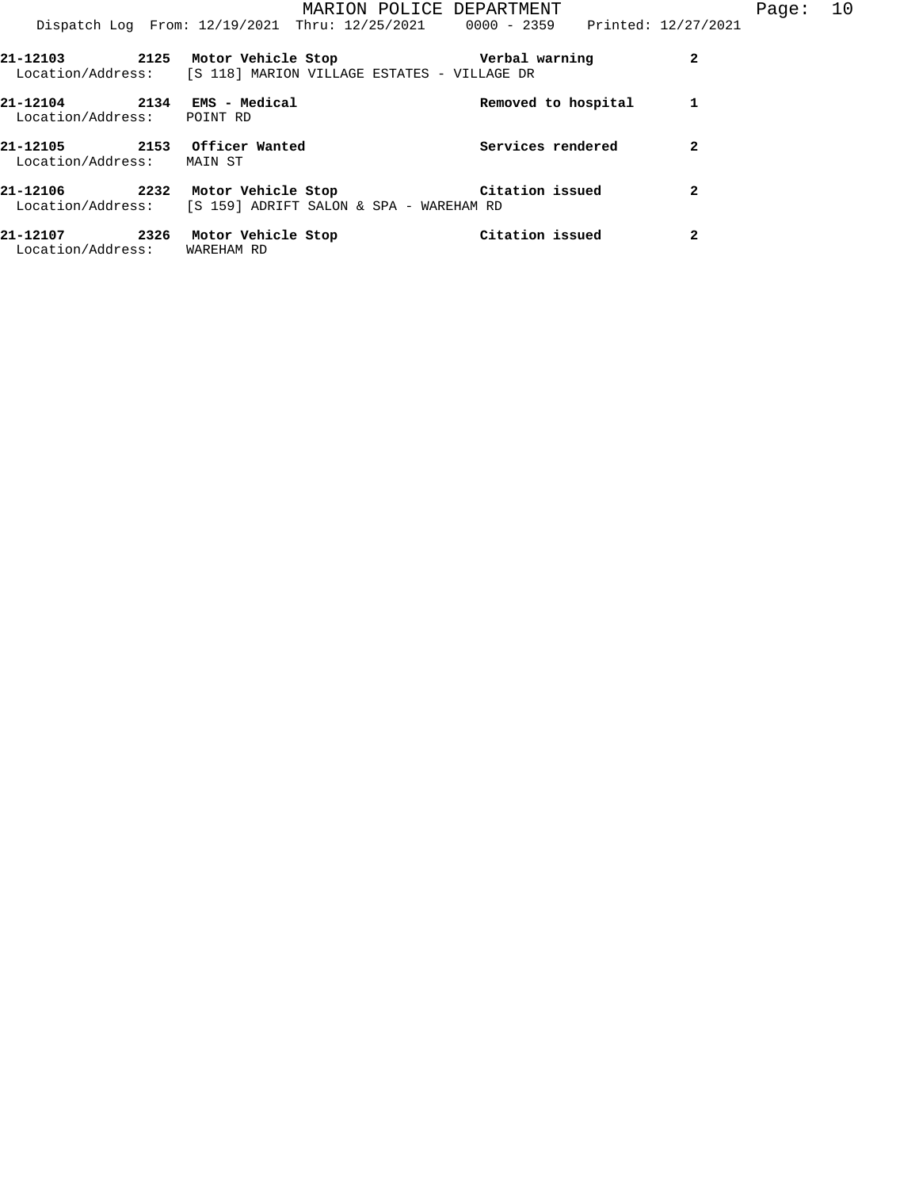**21-12103 2125 Motor Vehicle Stop Verbal warning 2**
Location/Address: [S 118] MARION VILLAGE ESTATES - VILLAGE DR

**21-12104 2134 EMS - Medical Removed to hospital 1**
Location/Address: POINT RD

**21-12105 2153 Officer Wanted Services rendered 2**
Location/Address: MAIN ST

**21-12106 2232 Motor Vehicle Stop Citation issued 2**
Location/Address: [S 159] ADRIFT SALON & SPA - WAREHAM RD

**21-12107 2326 Motor Vehicle Stop Citation issued 2**
Location/Address: WAREHAM RD